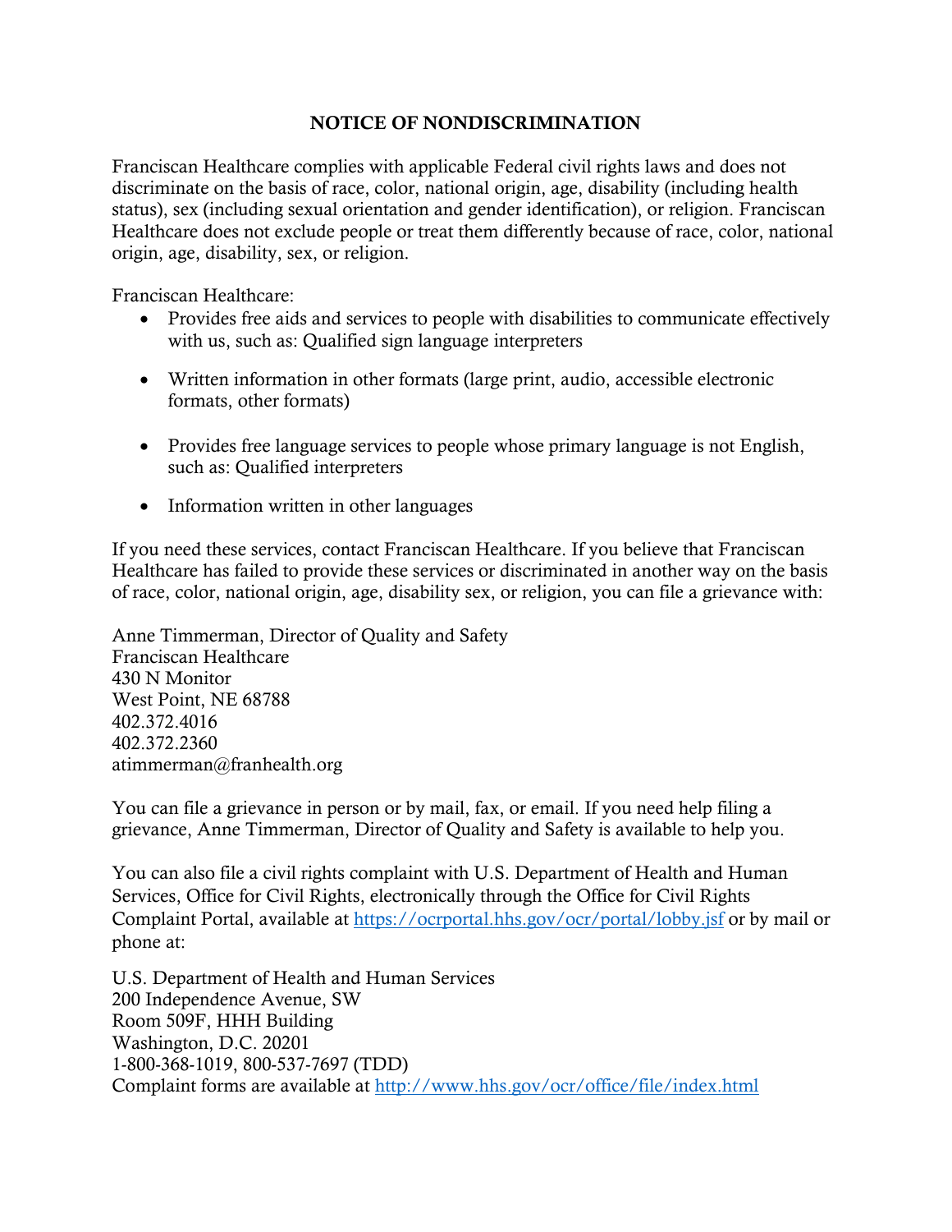# NOTICE OF NONDISCRIMINATION

Franciscan Healthcare complies with applicable Federal civil rights laws and does not discriminate on the basis of race, color, national origin, age, disability (including health status), sex (including sexual orientation and gender identification), or religion. Franciscan Healthcare does not exclude people or treat them differently because of race, color, national origin, age, disability, sex, or religion.

Franciscan Healthcare:

- Provides free aids and services to people with disabilities to communicate effectively with us, such as: Qualified sign language interpreters
- Written information in other formats (large print, audio, accessible electronic formats, other formats)
- Provides free language services to people whose primary language is not English, such as: Qualified interpreters
- Information written in other languages

If you need these services, contact Franciscan Healthcare. If you believe that Franciscan Healthcare has failed to provide these services or discriminated in another way on the basis of race, color, national origin, age, disability sex, or religion, you can file a grievance with:

Anne Timmerman, Director of Quality and Safety
Franciscan Healthcare
430 N Monitor
West Point, NE 68788
402.372.4016
402.372.2360
atimmerman@franhealth.org

You can file a grievance in person or by mail, fax, or email. If you need help filing a grievance, Anne Timmerman, Director of Quality and Safety is available to help you.

You can also file a civil rights complaint with U.S. Department of Health and Human Services, Office for Civil Rights, electronically through the Office for Civil Rights Complaint Portal, available at https://ocrportal.hhs.gov/ocr/portal/lobby.jsf or by mail or phone at:

U.S. Department of Health and Human Services
200 Independence Avenue, SW
Room 509F, HHH Building
Washington, D.C. 20201
1-800-368-1019, 800-537-7697 (TDD)
Complaint forms are available at http://www.hhs.gov/ocr/office/file/index.html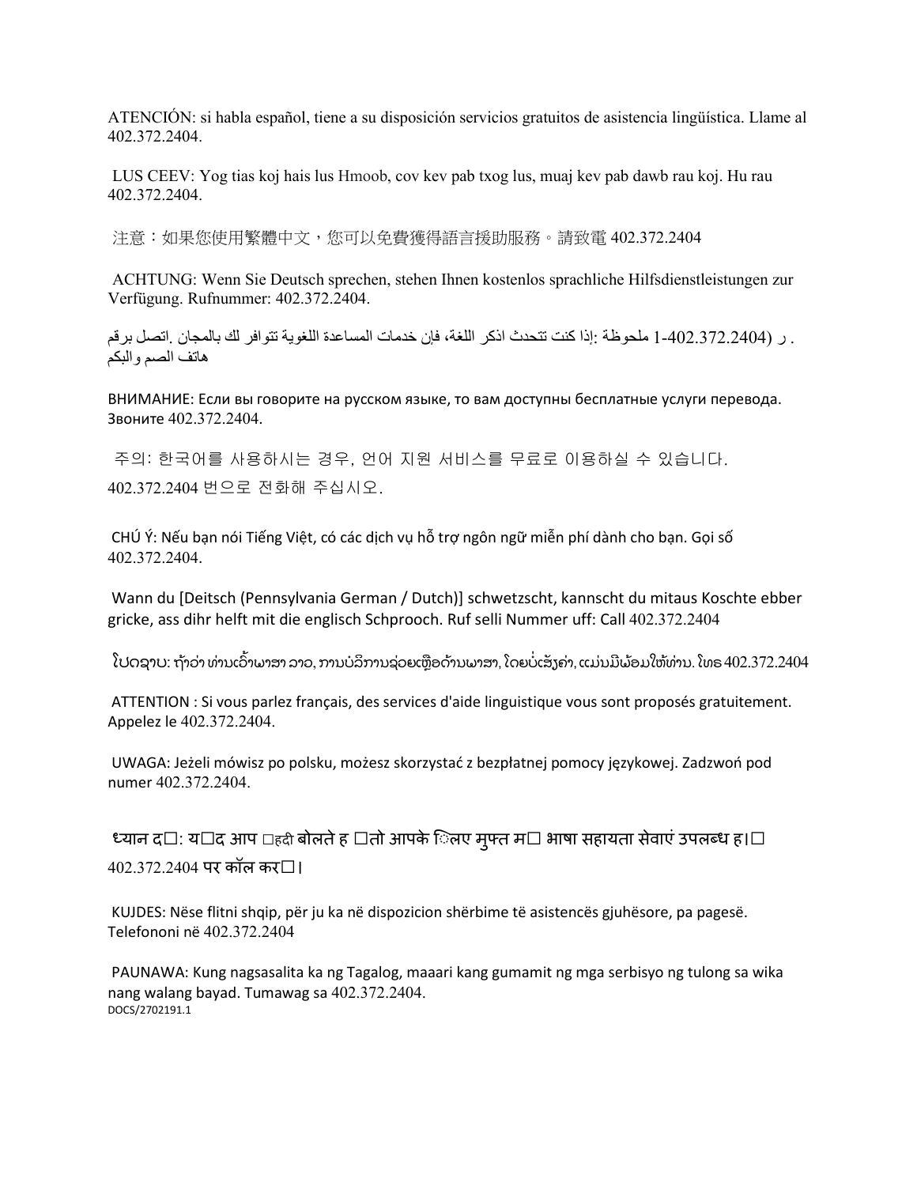ATENCIÓN: si habla español, tiene a su disposición servicios gratuitos de asistencia lingüística. Llame al 402.372.2404.

LUS CEEV: Yog tias koj hais lus Hmoob, cov kev pab txog lus, muaj kev pab dawb rau koj. Hu rau 402.372.2404.

注意：如果您使用繁體中文，您可以免費獲得語言援助服務。請致電 402.372.2404

ACHTUNG: Wenn Sie Deutsch sprechen, stehen Ihnen kostenlos sprachliche Hilfsdienstleistungen zur Verfügung. Rufnummer: 402.372.2404.

ملحوظة :إذا كنت تتحدث اذكر اللغة، فإن خدمات المساعدة اللغوية تتوافر لك بالمجان .اتصل برقم 1-402.372.2404) ر . هاتف الصم والبكم

ВНИМАНИЕ: Если вы говорите на русском языке, то вам доступны бесплатные услуги перевода. Звоните 402.372.2404.

주의: 한국어를 사용하시는 경우, 언어 지원 서비스를 무료로 이용하실 수 있습니다. 402.372.2404 번으로 전화해 주십시오.

CHÚ Ý: Nếu bạn nói Tiếng Việt, có các dịch vụ hỗ trợ ngôn ngữ miễn phí dành cho bạn. Gọi số 402.372.2404.

Wann du [Deitsch (Pennsylvania German / Dutch)] schwetzscht, kannscht du mitaus Koschte ebber gricke, ass dihr helft mit die englisch Schprooch. Ruf selli Nummer uff: Call 402.372.2404

ໂປດຊາບ: ຖ້າວ່າ ທ່ານເວົ້າພາສາ ລາວ, ການບໍລິການຊ່ວຍເຫຼືອດ້ານພາສາ, ໂດຍບໍ່ເສັຽຄ່າ, ແມ່ນມີພ້ອມໃຫ້ທ່ານ. ໂທຣ 402.372.2404

ATTENTION : Si vous parlez français, des services d'aide linguistique vous sont proposés gratuitement. Appelez le 402.372.2404.

UWAGA: Jeżeli mówisz po polsku, możesz skorzystać z bezpłatnej pomocy językowej. Zadzwoń pod numer 402.372.2404.

ध्यान द□: य□द आप □हदी बोलते ह □तो आपके िलए मुफ्त म□ भाषा सहायता सेवाएं उपलब्ध ह।□ 402.372.2404 पर कॉल कर□।

KUJDES: Nëse flitni shqip, për ju ka në dispozicion shërbime të asistencës gjuhësore, pa pagesë. Telefononi në 402.372.2404

PAUNAWA: Kung nagsasalita ka ng Tagalog, maaari kang gumamit ng mga serbisyo ng tulong sa wika nang walang bayad. Tumawag sa 402.372.2404.

DOCS/2702191.1